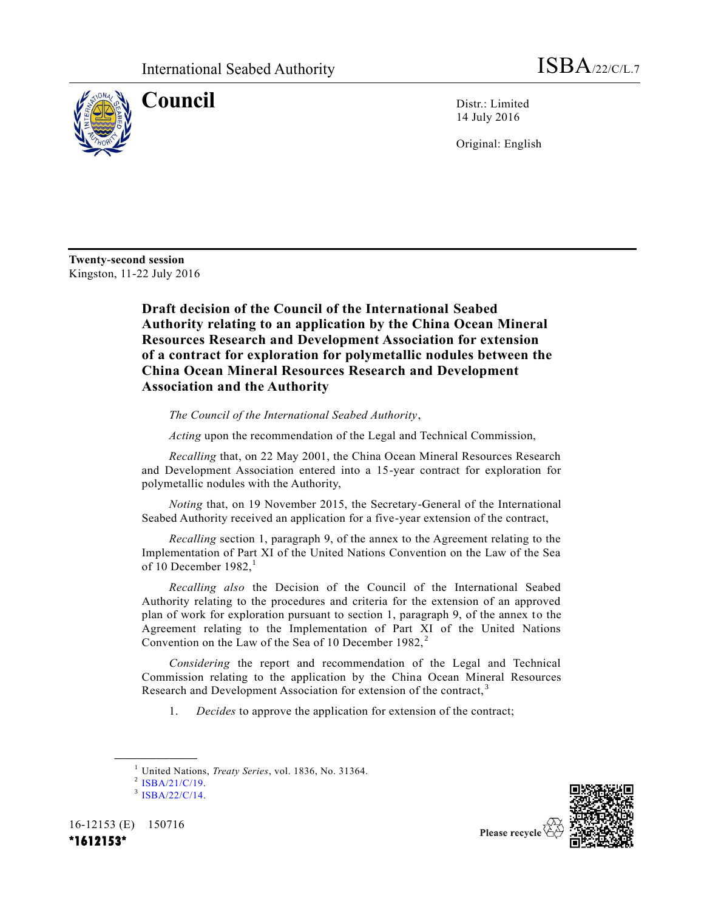International Seabed Authority

ISBA/22/C/L.7

# Council

Distr.: Limited
14 July 2016

Original: English

**Twenty-second session**
Kingston, 11-22 July 2016

## Draft decision of the Council of the International Seabed Authority relating to an application by the China Ocean Mineral Resources Research and Development Association for extension of a contract for exploration for polymetallic nodules between the China Ocean Mineral Resources Research and Development Association and the Authority

*The Council of the International Seabed Authority*,

*Acting* upon the recommendation of the Legal and Technical Commission,

*Recalling* that, on 22 May 2001, the China Ocean Mineral Resources Research and Development Association entered into a 15-year contract for exploration for polymetallic nodules with the Authority,

*Noting* that, on 19 November 2015, the Secretary-General of the International Seabed Authority received an application for a five-year extension of the contract,

*Recalling* section 1, paragraph 9, of the annex to the Agreement relating to the Implementation of Part XI of the United Nations Convention on the Law of the Sea of 10 December 1982,[1]

*Recalling also* the Decision of the Council of the International Seabed Authority relating to the procedures and criteria for the extension of an approved plan of work for exploration pursuant to section 1, paragraph 9, of the annex to the Agreement relating to the Implementation of Part XI of the United Nations Convention on the Law of the Sea of 10 December 1982,[2]

*Considering* the report and recommendation of the Legal and Technical Commission relating to the application by the China Ocean Mineral Resources Research and Development Association for extension of the contract,[3]

1. *Decides* to approve the application for extension of the contract;

---

[1] United Nations, *Treaty Series*, vol. 1836, No. 31364.

[2] ISBA/21/C/19.

[3] ISBA/22/C/14.

16-12153 (E) 150716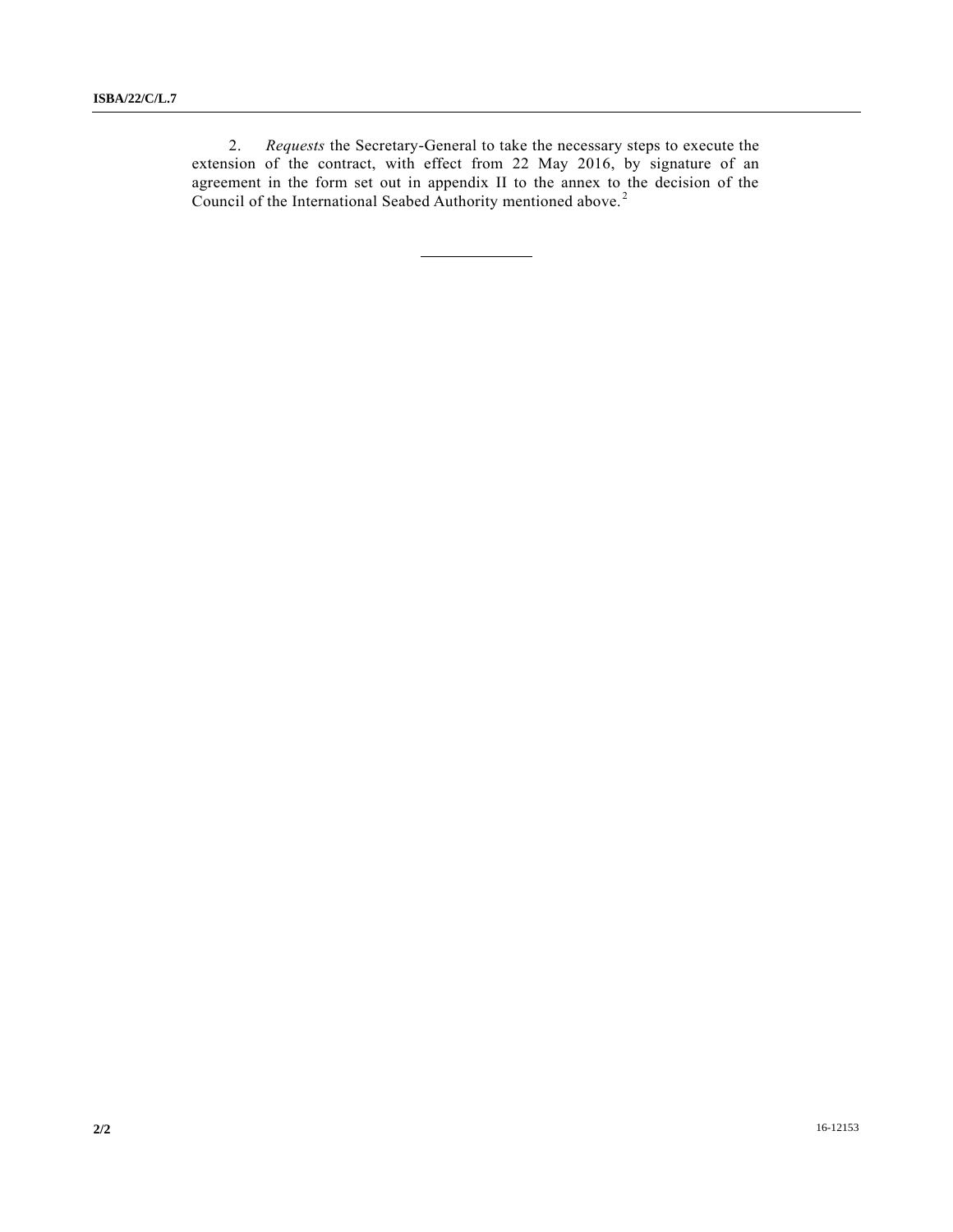2. *Requests* the Secretary-General to take the necessary steps to execute the extension of the contract, with effect from 22 May 2016, by signature of an agreement in the form set out in appendix II to the annex to the decision of the Council of the International Seabed Authority mentioned above.[2]